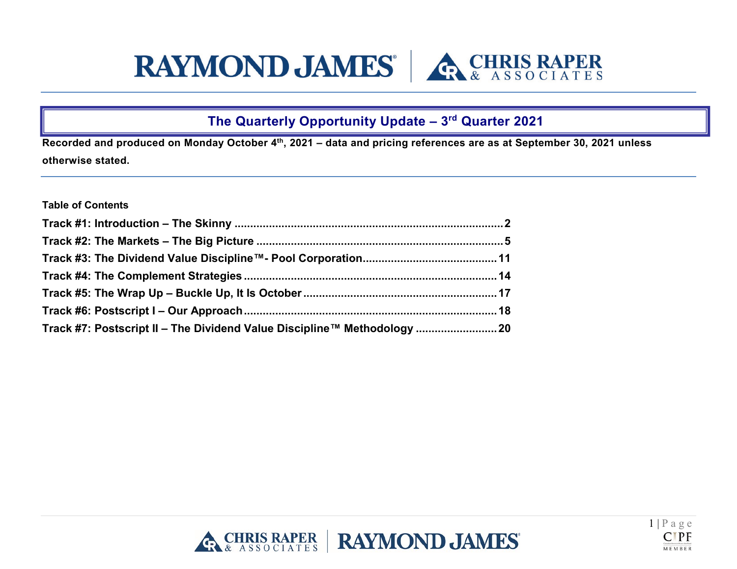# The Quarterly Opportunity Update – 3rd Quarter 2021

**Recorded and produced on Monday October 4th, 2021 – data and pricing references are as at September 30, 2021 unless otherwise stated.**

**Table of Contents**

**Track #1: Introduction – The Skinny ... 2**

**Track #2: The Markets – The Big Picture ... 5**

**Track #3: The Dividend Value Discipline™- Pool Corporation ... 11**

**Track #4: The Complement Strategies ... 14**

**Track #5: The Wrap Up – Buckle Up, It Is October ... 17**

**Track #6: Postscript I – Our Approach ... 18**

**Track #7: Postscript II – The Dividend Value Discipline™ Methodology ... 20**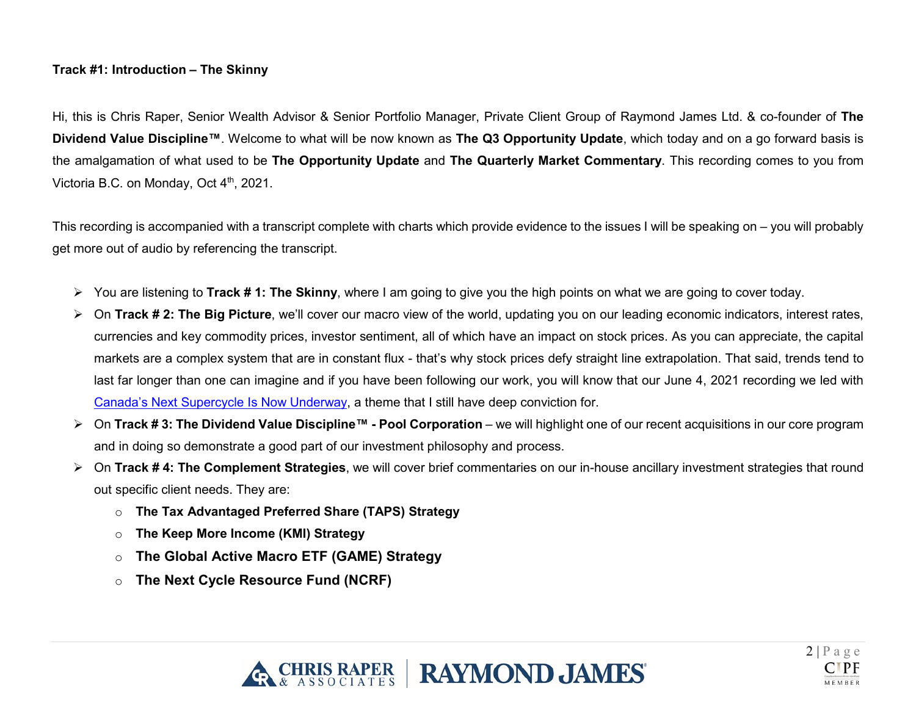**Track #1: Introduction – The Skinny**

Hi, this is Chris Raper, Senior Wealth Advisor & Senior Portfolio Manager, Private Client Group of Raymond James Ltd. & co-founder of **The Dividend Value Discipline™**. Welcome to what will be now known as **The Q3 Opportunity Update**, which today and on a go forward basis is the amalgamation of what used to be **The Opportunity Update** and **The Quarterly Market Commentary**. This recording comes to you from Victoria B.C. on Monday, Oct 4th, 2021.

This recording is accompanied with a transcript complete with charts which provide evidence to the issues I will be speaking on – you will probably get more out of audio by referencing the transcript.

- You are listening to **Track # 1: The Skinny**, where I am going to give you the high points on what we are going to cover today.
- On **Track # 2: The Big Picture**, we'll cover our macro view of the world, updating you on our leading economic indicators, interest rates, currencies and key commodity prices, investor sentiment, all of which have an impact on stock prices. As you can appreciate, the capital markets are a complex system that are in constant flux - that's why stock prices defy straight line extrapolation. That said, trends tend to last far longer than one can imagine and if you have been following our work, you will know that our June 4, 2021 recording we led with Canada's Next Supercycle Is Now Underway, a theme that I still have deep conviction for.
- On **Track # 3: The Dividend Value Discipline™ - Pool Corporation** – we will highlight one of our recent acquisitions in our core program and in doing so demonstrate a good part of our investment philosophy and process.
- On **Track # 4: The Complement Strategies**, we will cover brief commentaries on our in-house ancillary investment strategies that round out specific client needs. They are:
  - **The Tax Advantaged Preferred Share (TAPS) Strategy**
  - **The Keep More Income (KMI) Strategy**
  - **The Global Active Macro ETF (GAME) Strategy**
  - **The Next Cycle Resource Fund (NCRF)**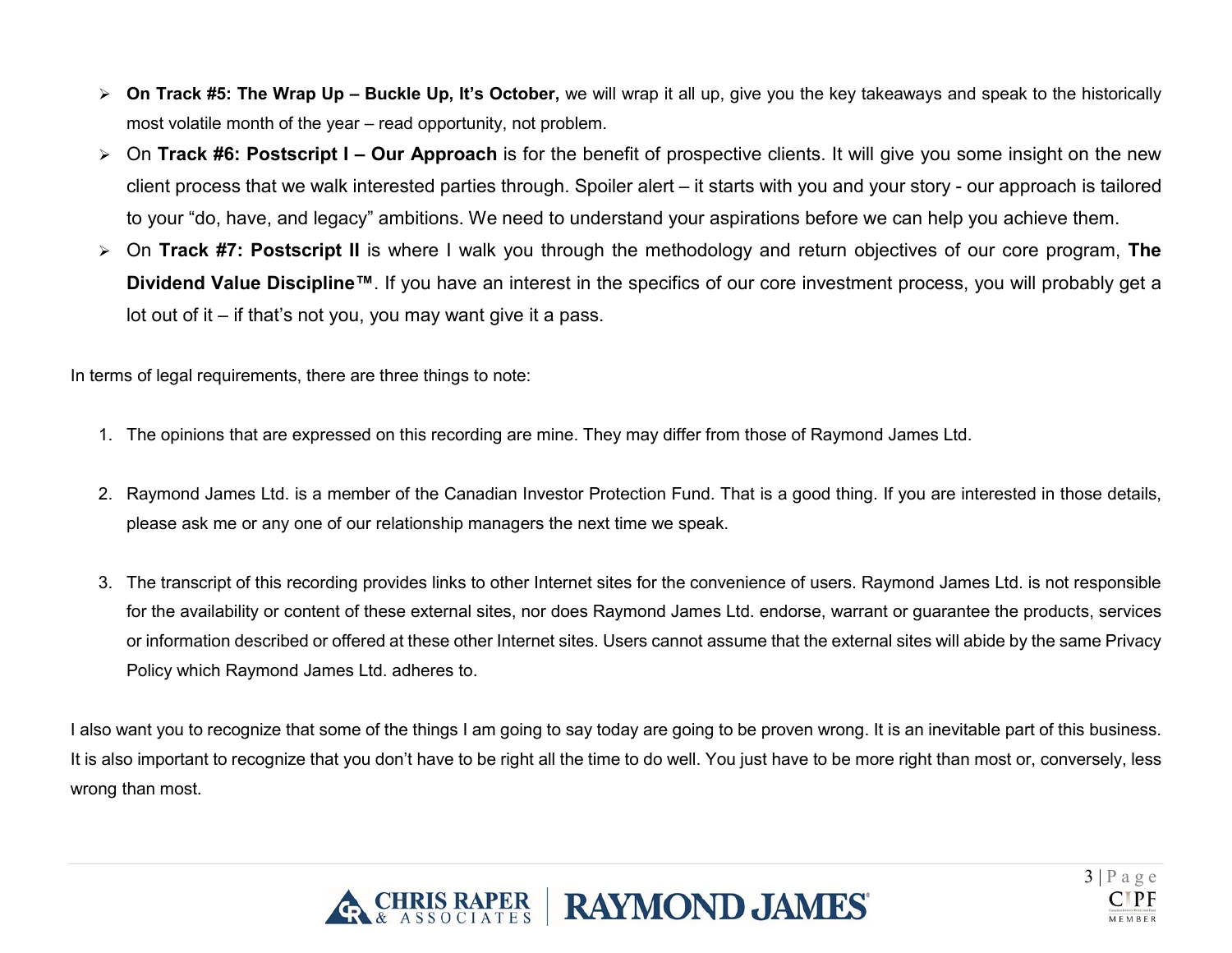- **On Track #5: The Wrap Up – Buckle Up, It's October,** we will wrap it all up, give you the key takeaways and speak to the historically most volatile month of the year – read opportunity, not problem.
- On **Track #6: Postscript I – Our Approach** is for the benefit of prospective clients. It will give you some insight on the new client process that we walk interested parties through. Spoiler alert – it starts with you and your story - our approach is tailored to your "do, have, and legacy" ambitions. We need to understand your aspirations before we can help you achieve them.
- On **Track #7: Postscript II** is where I walk you through the methodology and return objectives of our core program, **The Dividend Value Discipline™**. If you have an interest in the specifics of our core investment process, you will probably get a lot out of it – if that's not you, you may want give it a pass.

In terms of legal requirements, there are three things to note:

1. The opinions that are expressed on this recording are mine. They may differ from those of Raymond James Ltd.

2. Raymond James Ltd. is a member of the Canadian Investor Protection Fund. That is a good thing. If you are interested in those details, please ask me or any one of our relationship managers the next time we speak.

3. The transcript of this recording provides links to other Internet sites for the convenience of users. Raymond James Ltd. is not responsible for the availability or content of these external sites, nor does Raymond James Ltd. endorse, warrant or guarantee the products, services or information described or offered at these other Internet sites. Users cannot assume that the external sites will abide by the same Privacy Policy which Raymond James Ltd. adheres to.

I also want you to recognize that some of the things I am going to say today are going to be proven wrong. It is an inevitable part of this business. It is also important to recognize that you don't have to be right all the time to do well. You just have to be more right than most or, conversely, less wrong than most.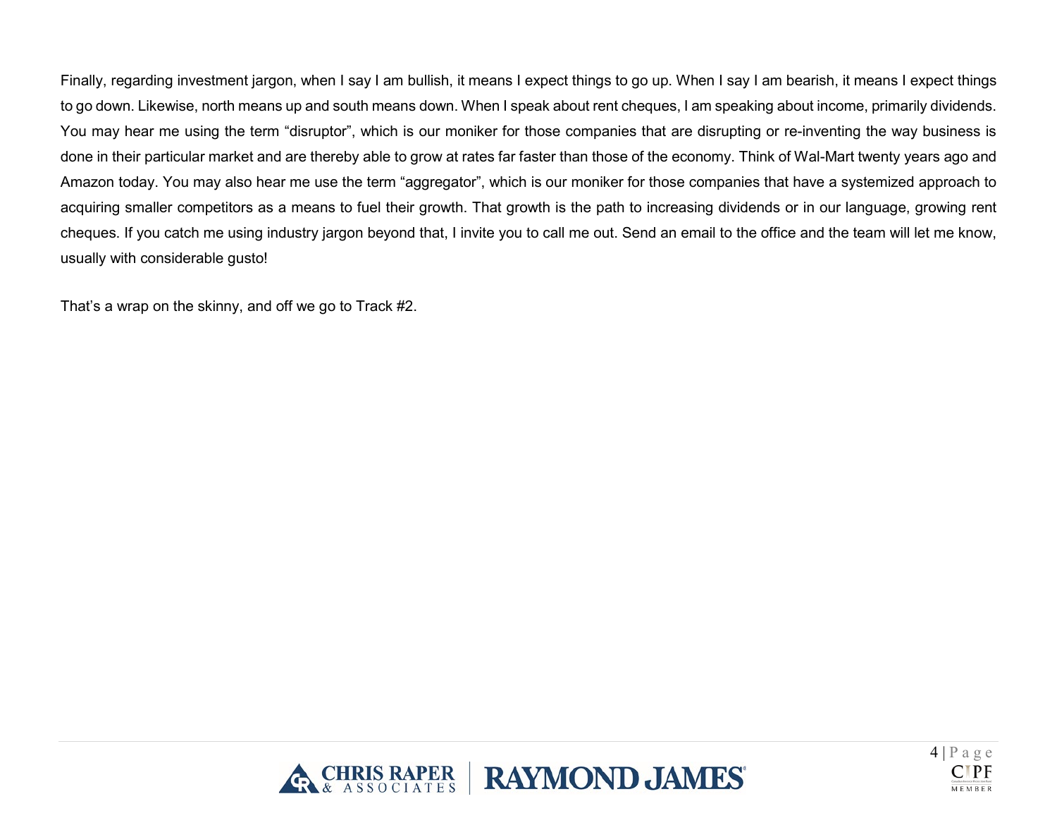Finally, regarding investment jargon, when I say I am bullish, it means I expect things to go up. When I say I am bearish, it means I expect things to go down. Likewise, north means up and south means down. When I speak about rent cheques, I am speaking about income, primarily dividends. You may hear me using the term “disruptor”, which is our moniker for those companies that are disrupting or re-inventing the way business is done in their particular market and are thereby able to grow at rates far faster than those of the economy. Think of Wal-Mart twenty years ago and Amazon today. You may also hear me use the term “aggregator”, which is our moniker for those companies that have a systemized approach to acquiring smaller competitors as a means to fuel their growth. That growth is the path to increasing dividends or in our language, growing rent cheques. If you catch me using industry jargon beyond that, I invite you to call me out. Send an email to the office and the team will let me know, usually with considerable gusto!

That’s a wrap on the skinny, and off we go to Track #2.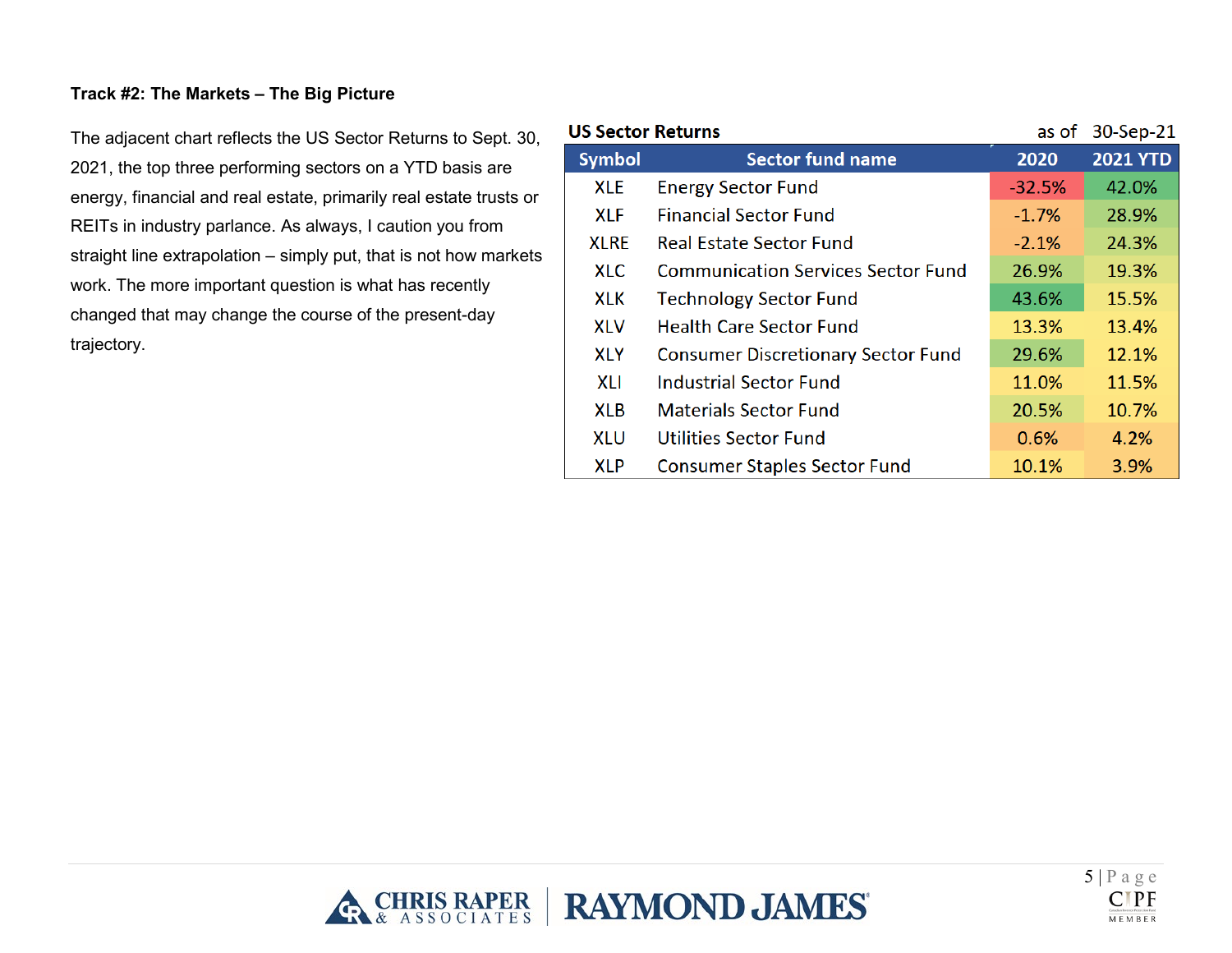**Track #2: The Markets – The Big Picture**

The adjacent chart reflects the US Sector Returns to Sept. 30, 2021, the top three performing sectors on a YTD basis are energy, financial and real estate, primarily real estate trusts or REITs in industry parlance. As always, I caution you from straight line extrapolation – simply put, that is not how markets work. The more important question is what has recently changed that may change the course of the present-day trajectory.

**US Sector Returns** as of 30-Sep-21

| Symbol | Sector fund name | 2020 | 2021 YTD |
|---|---|---|---|
| XLE | Energy Sector Fund | -32.5% | 42.0% |
| XLF | Financial Sector Fund | -1.7% | 28.9% |
| XLRE | Real Estate Sector Fund | -2.1% | 24.3% |
| XLC | Communication Services Sector Fund | 26.9% | 19.3% |
| XLK | Technology Sector Fund | 43.6% | 15.5% |
| XLV | Health Care Sector Fund | 13.3% | 13.4% |
| XLY | Consumer Discretionary Sector Fund | 29.6% | 12.1% |
| XLI | Industrial Sector Fund | 11.0% | 11.5% |
| XLB | Materials Sector Fund | 20.5% | 10.7% |
| XLU | Utilities Sector Fund | 0.6% | 4.2% |
| XLP | Consumer Staples Sector Fund | 10.1% | 3.9% |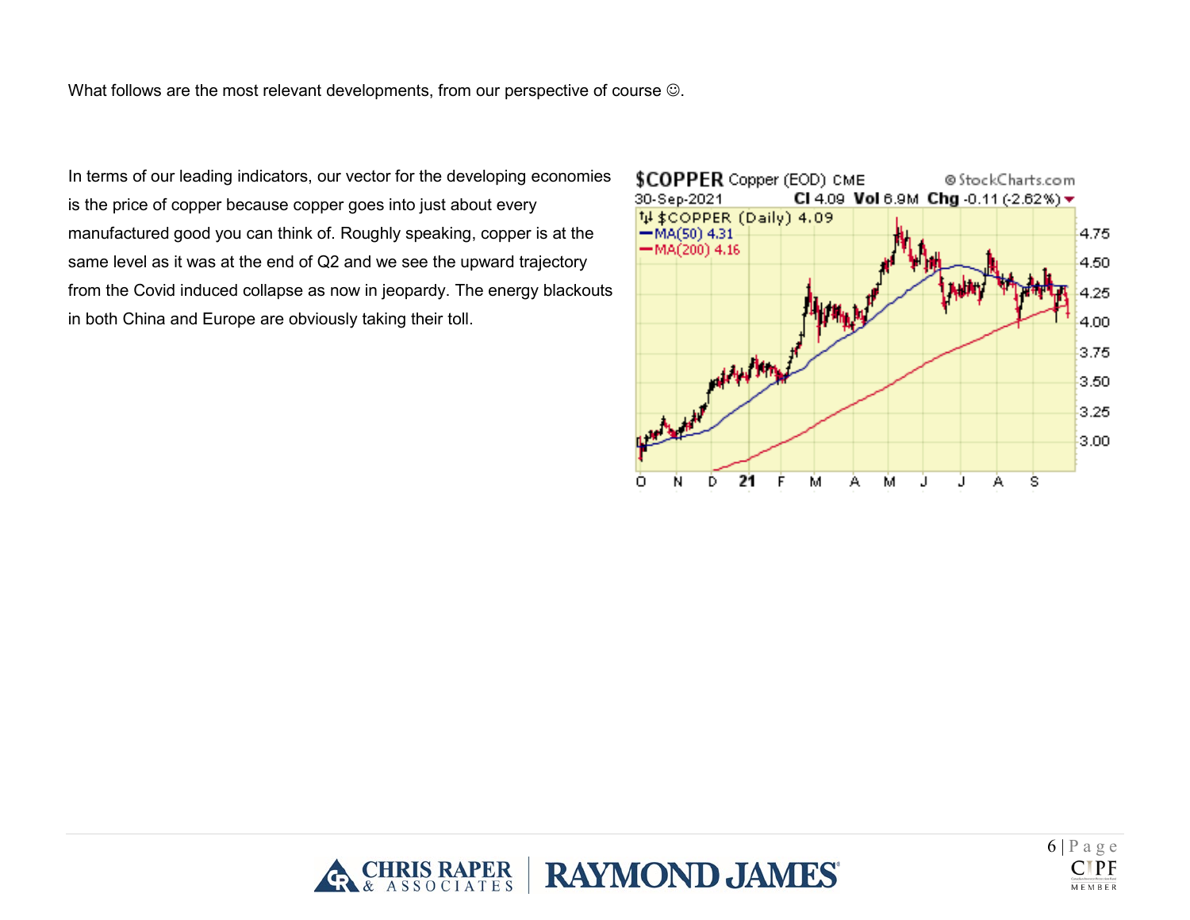What follows are the most relevant developments, from our perspective of course ☺.

In terms of our leading indicators, our vector for the developing economies is the price of copper because copper goes into just about every manufactured good you can think of. Roughly speaking, copper is at the same level as it was at the end of Q2 and we see the upward trajectory from the Covid induced collapse as now in jeopardy. The energy blackouts in both China and Europe are obviously taking their toll.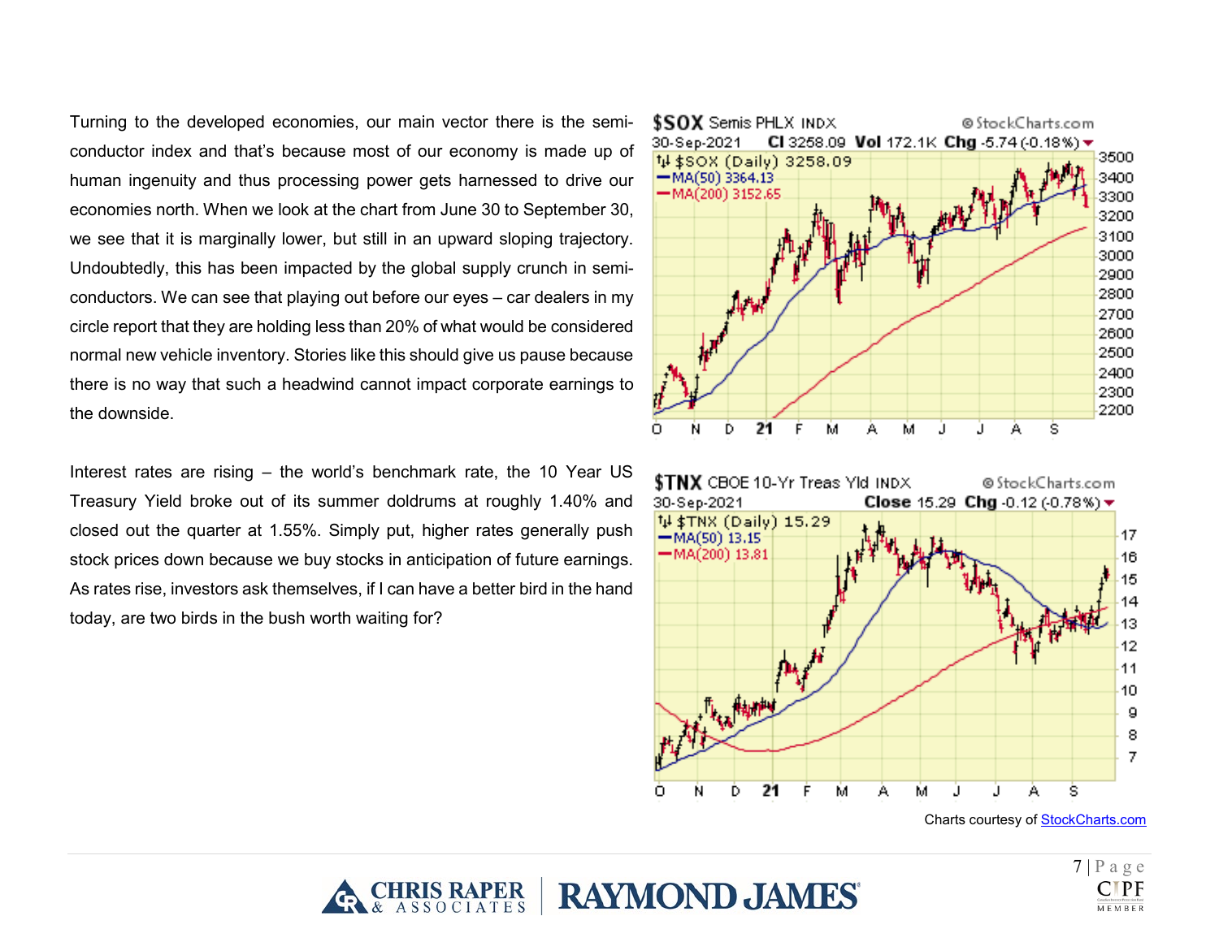Turning to the developed economies, our main vector there is the semi-conductor index and that's because most of our economy is made up of human ingenuity and thus processing power gets harnessed to drive our economies north. When we look at the chart from June 30 to September 30, we see that it is marginally lower, but still in an upward sloping trajectory. Undoubtedly, this has been impacted by the global supply crunch in semi-conductors. We can see that playing out before our eyes – car dealers in my circle report that they are holding less than 20% of what would be considered normal new vehicle inventory. Stories like this should give us pause because there is no way that such a headwind cannot impact corporate earnings to the downside.

Interest rates are rising – the world's benchmark rate, the 10 Year US Treasury Yield broke out of its summer doldrums at roughly 1.40% and closed out the quarter at 1.55%. Simply put, higher rates generally push stock prices down because we buy stocks in anticipation of future earnings. As rates rise, investors ask themselves, if I can have a better bird in the hand today, are two birds in the bush worth waiting for?

Charts courtesy of [StockCharts.com](StockCharts.com)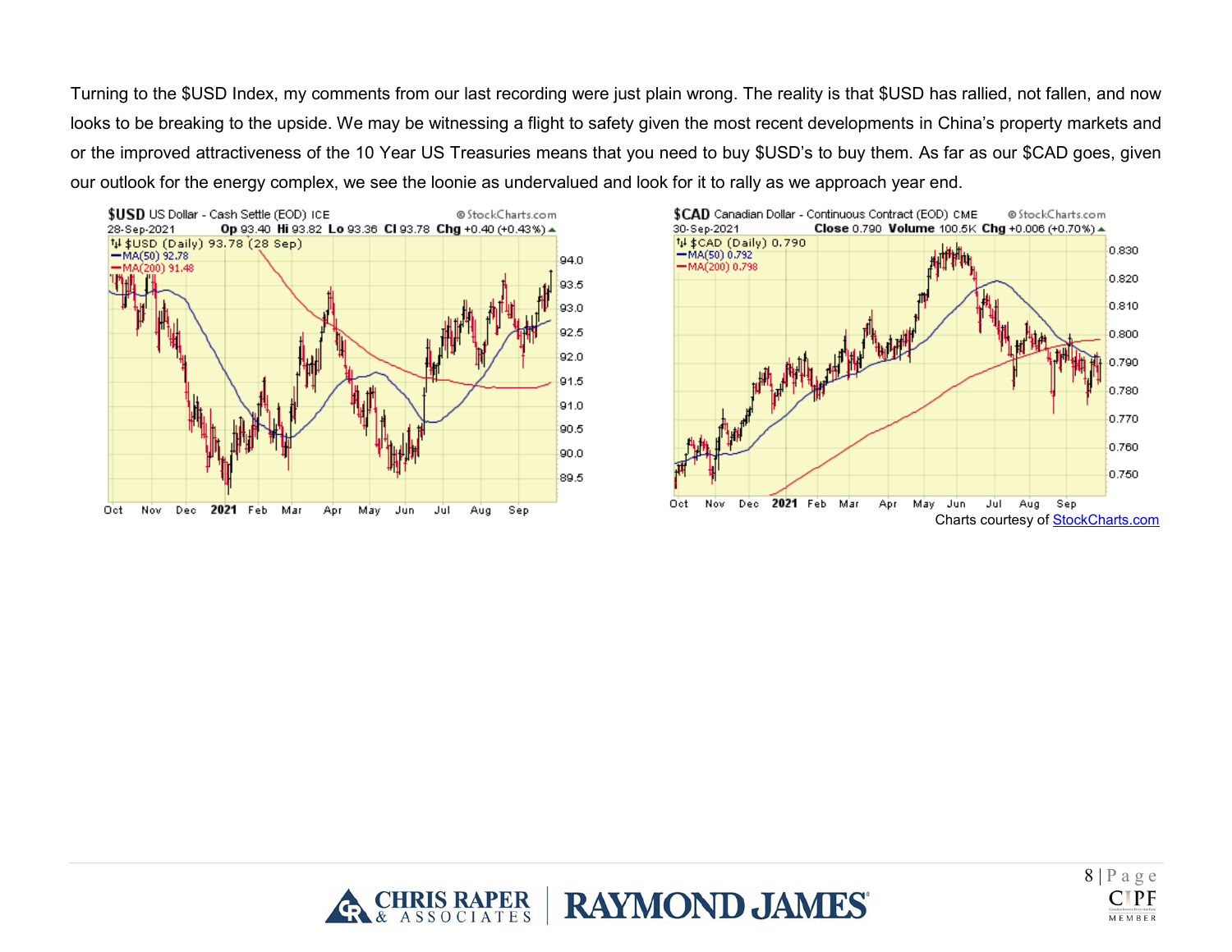Turning to the $USD Index, my comments from our last recording were just plain wrong. The reality is that $USD has rallied, not fallen, and now looks to be breaking to the upside. We may be witnessing a flight to safety given the most recent developments in China's property markets and or the improved attractiveness of the 10 Year US Treasuries means that you need to buy $USD's to buy them. As far as our $CAD goes, given our outlook for the energy complex, we see the loonie as undervalued and look for it to rally as we approach year end.

Charts courtesy of StockCharts.com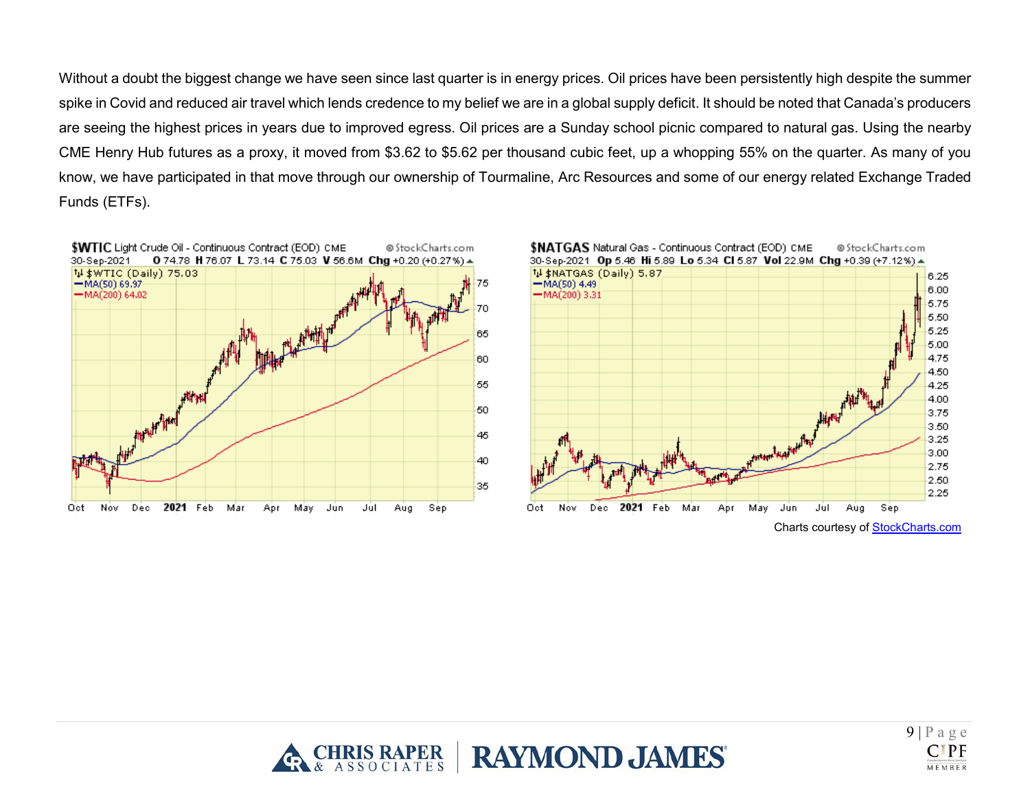Without a doubt the biggest change we have seen since last quarter is in energy prices. Oil prices have been persistently high despite the summer spike in Covid and reduced air travel which lends credence to my belief we are in a global supply deficit. It should be noted that Canada's producers are seeing the highest prices in years due to improved egress. Oil prices are a Sunday school picnic compared to natural gas. Using the nearby CME Henry Hub futures as a proxy, it moved from $3.62 to $5.62 per thousand cubic feet, up a whopping 55% on the quarter. As many of you know, we have participated in that move through our ownership of Tourmaline, Arc Resources and some of our energy related Exchange Traded Funds (ETFs).

Charts courtesy of StockCharts.com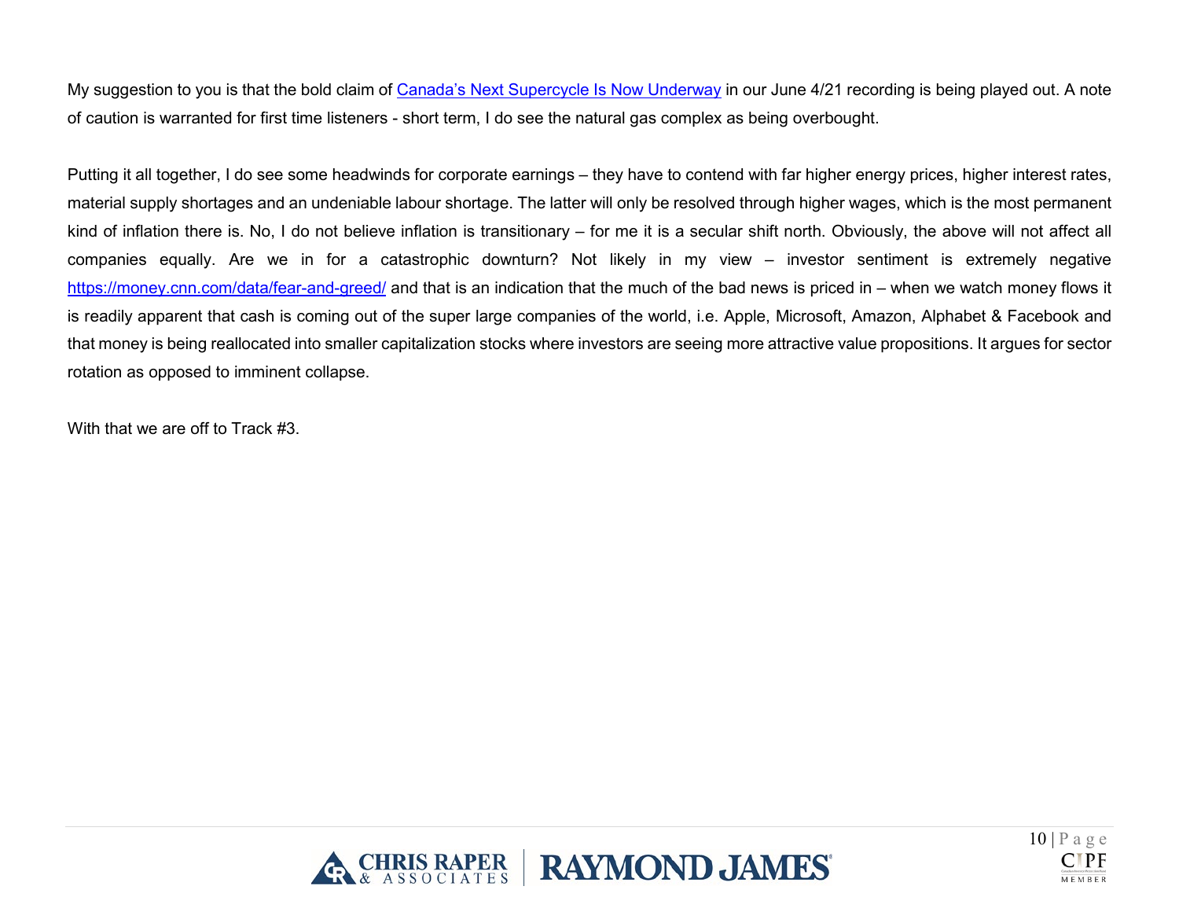My suggestion to you is that the bold claim of [Canada's Next Supercycle Is Now Underway] in our June 4/21 recording is being played out. A note of caution is warranted for first time listeners - short term, I do see the natural gas complex as being overbought.

Putting it all together, I do see some headwinds for corporate earnings – they have to contend with far higher energy prices, higher interest rates, material supply shortages and an undeniable labour shortage. The latter will only be resolved through higher wages, which is the most permanent kind of inflation there is. No, I do not believe inflation is transitionary – for me it is a secular shift north. Obviously, the above will not affect all companies equally. Are we in for a catastrophic downturn? Not likely in my view – investor sentiment is extremely negative https://money.cnn.com/data/fear-and-greed/ and that is an indication that the much of the bad news is priced in – when we watch money flows it is readily apparent that cash is coming out of the super large companies of the world, i.e. Apple, Microsoft, Amazon, Alphabet & Facebook and that money is being reallocated into smaller capitalization stocks where investors are seeing more attractive value propositions. It argues for sector rotation as opposed to imminent collapse.

With that we are off to Track #3.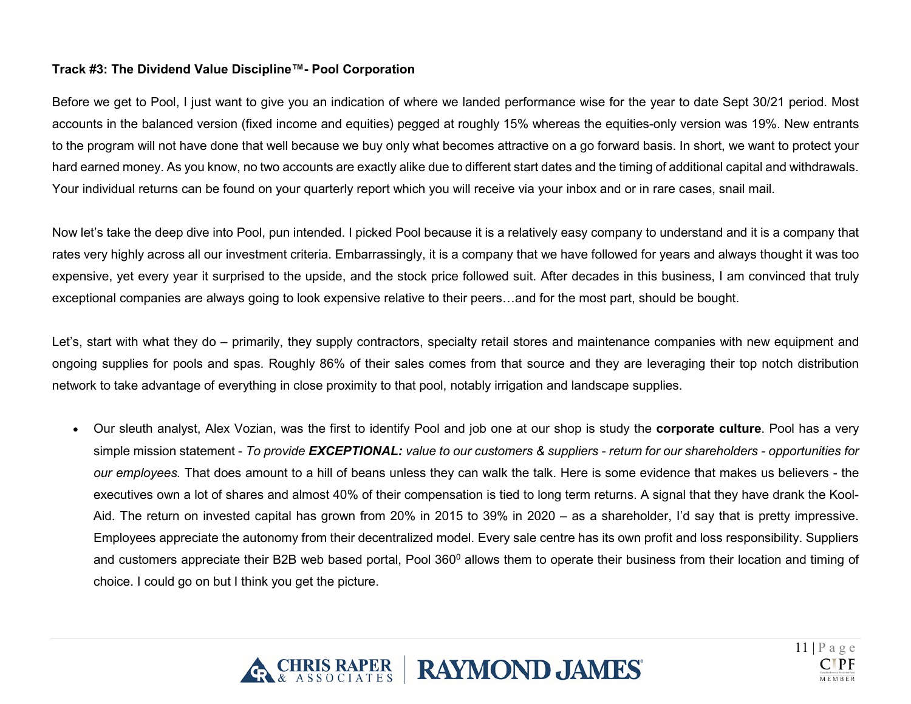**Track #3: The Dividend Value Discipline™- Pool Corporation**

Before we get to Pool, I just want to give you an indication of where we landed performance wise for the year to date Sept 30/21 period. Most accounts in the balanced version (fixed income and equities) pegged at roughly 15% whereas the equities-only version was 19%. New entrants to the program will not have done that well because we buy only what becomes attractive on a go forward basis. In short, we want to protect your hard earned money. As you know, no two accounts are exactly alike due to different start dates and the timing of additional capital and withdrawals. Your individual returns can be found on your quarterly report which you will receive via your inbox and or in rare cases, snail mail.

Now let's take the deep dive into Pool, pun intended. I picked Pool because it is a relatively easy company to understand and it is a company that rates very highly across all our investment criteria. Embarrassingly, it is a company that we have followed for years and always thought it was too expensive, yet every year it surprised to the upside, and the stock price followed suit. After decades in this business, I am convinced that truly exceptional companies are always going to look expensive relative to their peers…and for the most part, should be bought.

Let's, start with what they do – primarily, they supply contractors, specialty retail stores and maintenance companies with new equipment and ongoing supplies for pools and spas. Roughly 86% of their sales comes from that source and they are leveraging their top notch distribution network to take advantage of everything in close proximity to that pool, notably irrigation and landscape supplies.

- Our sleuth analyst, Alex Vozian, was the first to identify Pool and job one at our shop is study the **corporate culture**. Pool has a very simple mission statement - *To provide **EXCEPTIONAL:** value to our customers & suppliers - return for our shareholders - opportunities for our employees.* That does amount to a hill of beans unless they can walk the talk. Here is some evidence that makes us believers - the executives own a lot of shares and almost 40% of their compensation is tied to long term returns. A signal that they have drank the Kool-Aid. The return on invested capital has grown from 20% in 2015 to 39% in 2020 – as a shareholder, I'd say that is pretty impressive. Employees appreciate the autonomy from their decentralized model. Every sale centre has its own profit and loss responsibility. Suppliers and customers appreciate their B2B web based portal, Pool 360⁰ allows them to operate their business from their location and timing of choice. I could go on but I think you get the picture.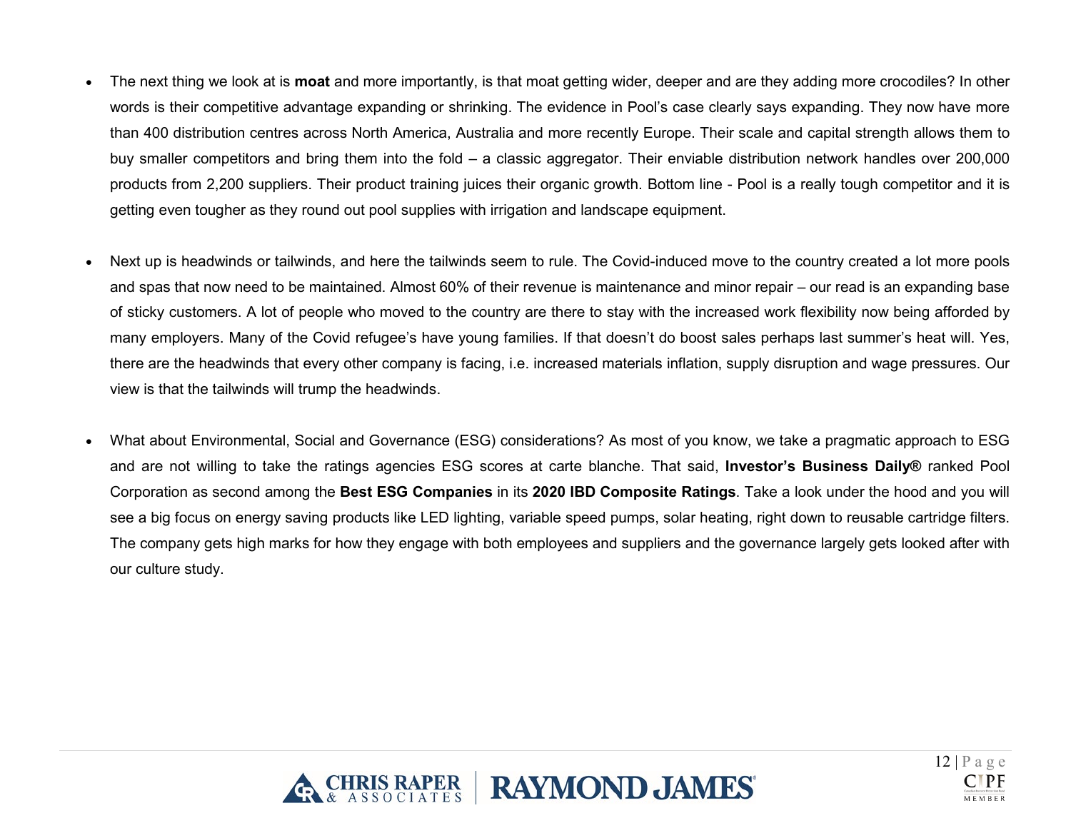- The next thing we look at is **moat** and more importantly, is that moat getting wider, deeper and are they adding more crocodiles? In other words is their competitive advantage expanding or shrinking. The evidence in Pool's case clearly says expanding. They now have more than 400 distribution centres across North America, Australia and more recently Europe. Their scale and capital strength allows them to buy smaller competitors and bring them into the fold – a classic aggregator. Their enviable distribution network handles over 200,000 products from 2,200 suppliers. Their product training juices their organic growth. Bottom line - Pool is a really tough competitor and it is getting even tougher as they round out pool supplies with irrigation and landscape equipment.

- Next up is headwinds or tailwinds, and here the tailwinds seem to rule. The Covid-induced move to the country created a lot more pools and spas that now need to be maintained. Almost 60% of their revenue is maintenance and minor repair – our read is an expanding base of sticky customers. A lot of people who moved to the country are there to stay with the increased work flexibility now being afforded by many employers. Many of the Covid refugee's have young families. If that doesn't do boost sales perhaps last summer's heat will. Yes, there are the headwinds that every other company is facing, i.e. increased materials inflation, supply disruption and wage pressures. Our view is that the tailwinds will trump the headwinds.

- What about Environmental, Social and Governance (ESG) considerations? As most of you know, we take a pragmatic approach to ESG and are not willing to take the ratings agencies ESG scores at carte blanche. That said, **Investor's Business Daily®** ranked Pool Corporation as second among the **Best ESG Companies** in its **2020 IBD Composite Ratings**. Take a look under the hood and you will see a big focus on energy saving products like LED lighting, variable speed pumps, solar heating, right down to reusable cartridge filters. The company gets high marks for how they engage with both employees and suppliers and the governance largely gets looked after with our culture study.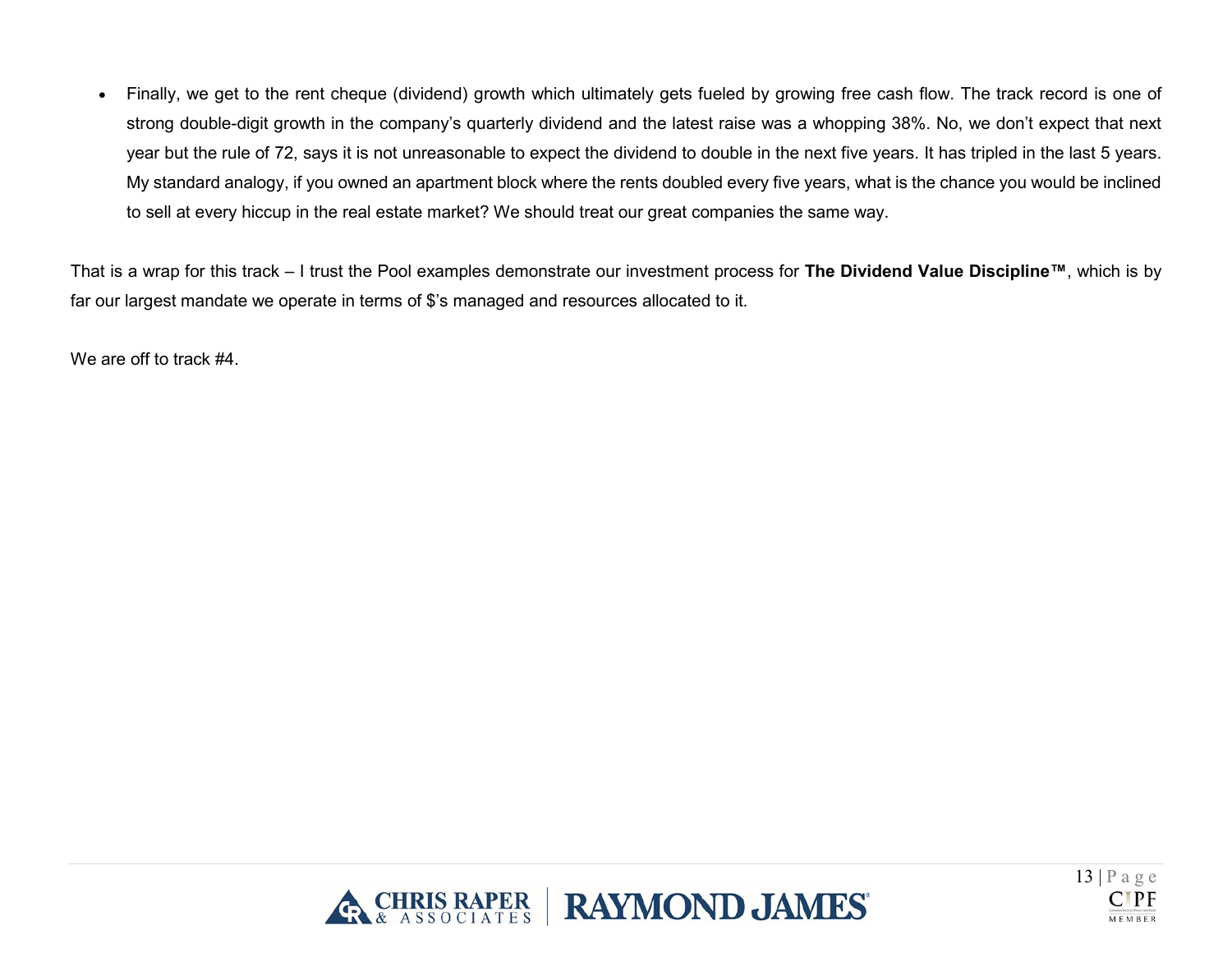- Finally, we get to the rent cheque (dividend) growth which ultimately gets fueled by growing free cash flow. The track record is one of strong double-digit growth in the company's quarterly dividend and the latest raise was a whopping 38%. No, we don't expect that next year but the rule of 72, says it is not unreasonable to expect the dividend to double in the next five years. It has tripled in the last 5 years. My standard analogy, if you owned an apartment block where the rents doubled every five years, what is the chance you would be inclined to sell at every hiccup in the real estate market? We should treat our great companies the same way.

That is a wrap for this track – I trust the Pool examples demonstrate our investment process for **The Dividend Value Discipline™**, which is by far our largest mandate we operate in terms of $'s managed and resources allocated to it.

We are off to track #4.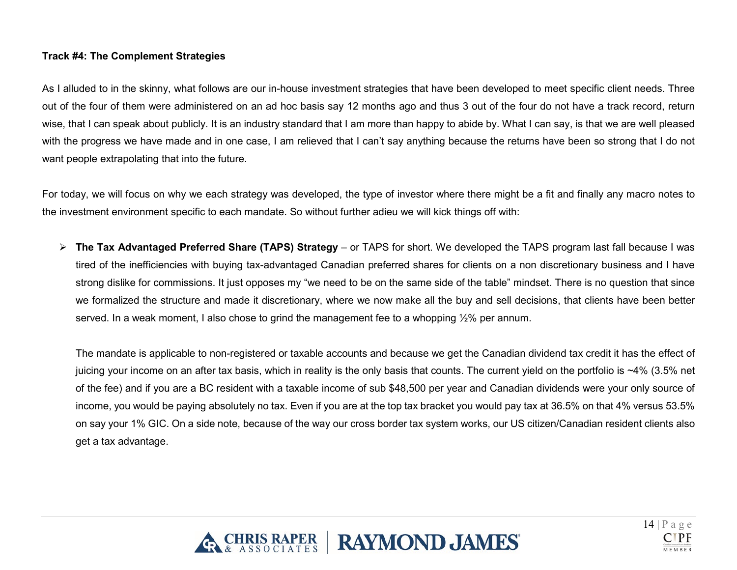**Track #4: The Complement Strategies**

As I alluded to in the skinny, what follows are our in-house investment strategies that have been developed to meet specific client needs. Three out of the four of them were administered on an ad hoc basis say 12 months ago and thus 3 out of the four do not have a track record, return wise, that I can speak about publicly. It is an industry standard that I am more than happy to abide by. What I can say, is that we are well pleased with the progress we have made and in one case, I am relieved that I can't say anything because the returns have been so strong that I do not want people extrapolating that into the future.

For today, we will focus on why we each strategy was developed, the type of investor where there might be a fit and finally any macro notes to the investment environment specific to each mandate. So without further adieu we will kick things off with:

- **The Tax Advantaged Preferred Share (TAPS) Strategy** – or TAPS for short. We developed the TAPS program last fall because I was tired of the inefficiencies with buying tax-advantaged Canadian preferred shares for clients on a non discretionary business and I have strong dislike for commissions. It just opposes my "we need to be on the same side of the table" mindset. There is no question that since we formalized the structure and made it discretionary, where we now make all the buy and sell decisions, that clients have been better served. In a weak moment, I also chose to grind the management fee to a whopping ½% per annum.

  The mandate is applicable to non-registered or taxable accounts and because we get the Canadian dividend tax credit it has the effect of juicing your income on an after tax basis, which in reality is the only basis that counts. The current yield on the portfolio is ~4% (3.5% net of the fee) and if you are a BC resident with a taxable income of sub $48,500 per year and Canadian dividends were your only source of income, you would be paying absolutely no tax. Even if you are at the top tax bracket you would pay tax at 36.5% on that 4% versus 53.5% on say your 1% GIC. On a side note, because of the way our cross border tax system works, our US citizen/Canadian resident clients also get a tax advantage.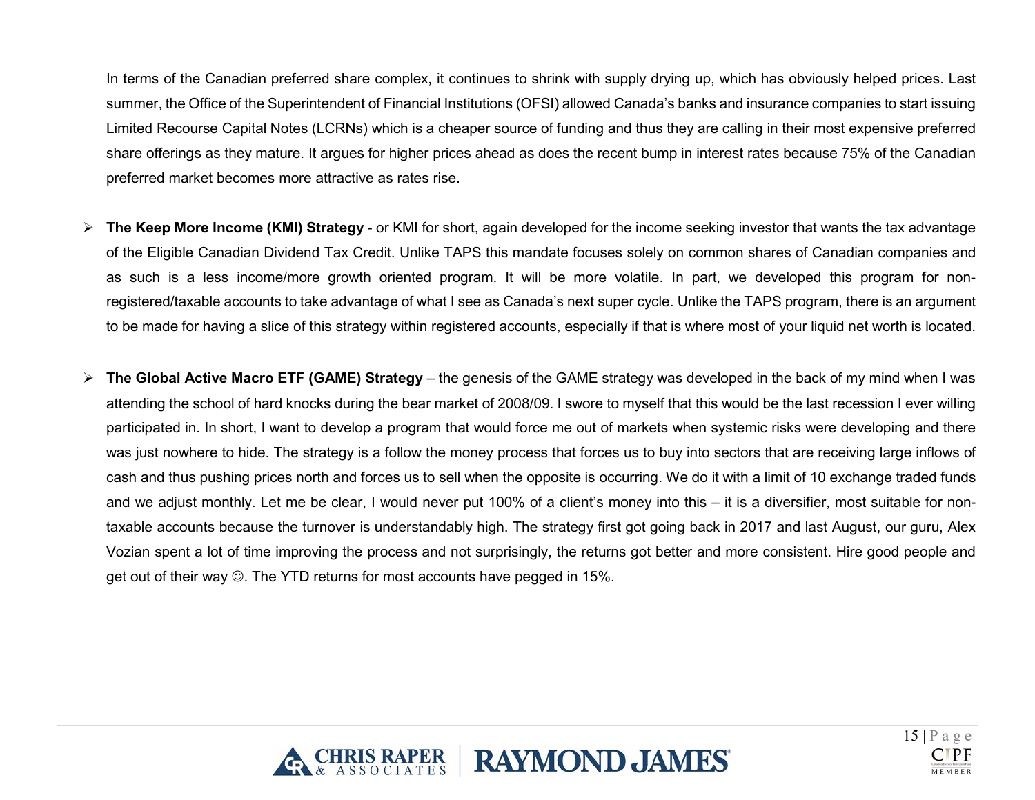In terms of the Canadian preferred share complex, it continues to shrink with supply drying up, which has obviously helped prices. Last summer, the Office of the Superintendent of Financial Institutions (OFSI) allowed Canada's banks and insurance companies to start issuing Limited Recourse Capital Notes (LCRNs) which is a cheaper source of funding and thus they are calling in their most expensive preferred share offerings as they mature. It argues for higher prices ahead as does the recent bump in interest rates because 75% of the Canadian preferred market becomes more attractive as rates rise.

- **The Keep More Income (KMI) Strategy** - or KMI for short, again developed for the income seeking investor that wants the tax advantage of the Eligible Canadian Dividend Tax Credit. Unlike TAPS this mandate focuses solely on common shares of Canadian companies and as such is a less income/more growth oriented program. It will be more volatile. In part, we developed this program for non-registered/taxable accounts to take advantage of what I see as Canada's next super cycle. Unlike the TAPS program, there is an argument to be made for having a slice of this strategy within registered accounts, especially if that is where most of your liquid net worth is located.

- **The Global Active Macro ETF (GAME) Strategy** – the genesis of the GAME strategy was developed in the back of my mind when I was attending the school of hard knocks during the bear market of 2008/09. I swore to myself that this would be the last recession I ever willing participated in. In short, I want to develop a program that would force me out of markets when systemic risks were developing and there was just nowhere to hide. The strategy is a follow the money process that forces us to buy into sectors that are receiving large inflows of cash and thus pushing prices north and forces us to sell when the opposite is occurring. We do it with a limit of 10 exchange traded funds and we adjust monthly. Let me be clear, I would never put 100% of a client's money into this – it is a diversifier, most suitable for non-taxable accounts because the turnover is understandably high. The strategy first got going back in 2017 and last August, our guru, Alex Vozian spent a lot of time improving the process and not surprisingly, the returns got better and more consistent. Hire good people and get out of their way ☺. The YTD returns for most accounts have pegged in 15%.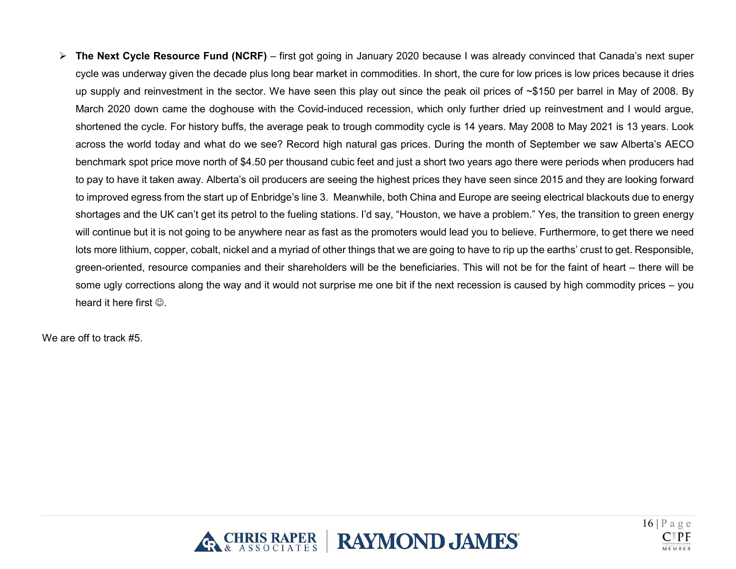- **The Next Cycle Resource Fund (NCRF)** – first got going in January 2020 because I was already convinced that Canada's next super cycle was underway given the decade plus long bear market in commodities. In short, the cure for low prices is low prices because it dries up supply and reinvestment in the sector. We have seen this play out since the peak oil prices of ~$150 per barrel in May of 2008. By March 2020 down came the doghouse with the Covid-induced recession, which only further dried up reinvestment and I would argue, shortened the cycle. For history buffs, the average peak to trough commodity cycle is 14 years. May 2008 to May 2021 is 13 years. Look across the world today and what do we see? Record high natural gas prices. During the month of September we saw Alberta's AECO benchmark spot price move north of $4.50 per thousand cubic feet and just a short two years ago there were periods when producers had to pay to have it taken away. Alberta's oil producers are seeing the highest prices they have seen since 2015 and they are looking forward to improved egress from the start up of Enbridge's line 3. Meanwhile, both China and Europe are seeing electrical blackouts due to energy shortages and the UK can't get its petrol to the fueling stations. I'd say, "Houston, we have a problem." Yes, the transition to green energy will continue but it is not going to be anywhere near as fast as the promoters would lead you to believe. Furthermore, to get there we need lots more lithium, copper, cobalt, nickel and a myriad of other things that we are going to have to rip up the earths' crust to get. Responsible, green-oriented, resource companies and their shareholders will be the beneficiaries. This will not be for the faint of heart – there will be some ugly corrections along the way and it would not surprise me one bit if the next recession is caused by high commodity prices – you heard it here first ☺.

We are off to track #5.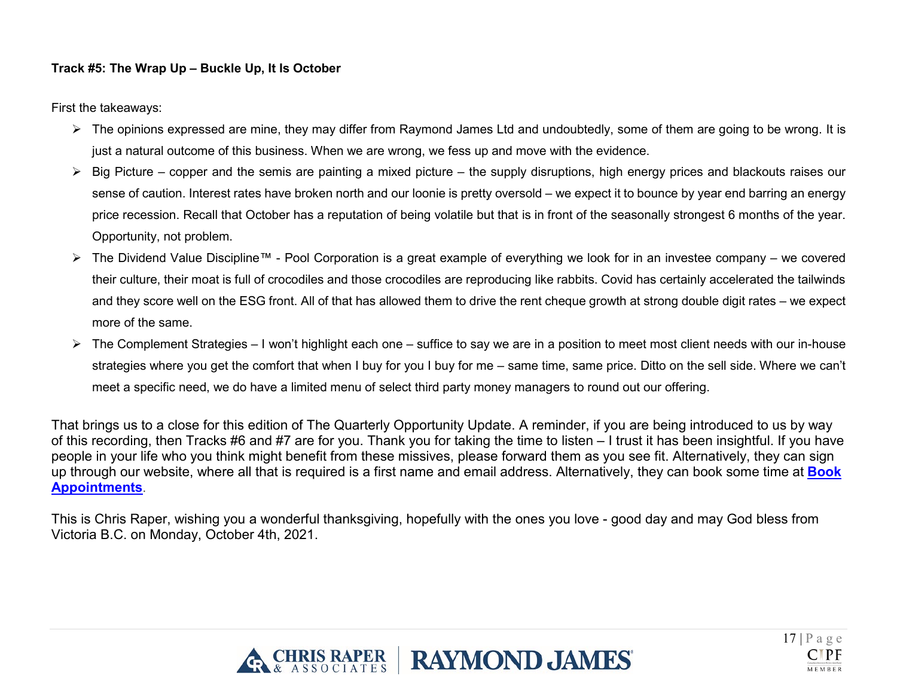**Track #5: The Wrap Up – Buckle Up, It Is October**

First the takeaways:

- The opinions expressed are mine, they may differ from Raymond James Ltd and undoubtedly, some of them are going to be wrong. It is just a natural outcome of this business. When we are wrong, we fess up and move with the evidence.
- Big Picture – copper and the semis are painting a mixed picture – the supply disruptions, high energy prices and blackouts raises our sense of caution. Interest rates have broken north and our loonie is pretty oversold – we expect it to bounce by year end barring an energy price recession. Recall that October has a reputation of being volatile but that is in front of the seasonally strongest 6 months of the year. Opportunity, not problem.
- The Dividend Value Discipline™ - Pool Corporation is a great example of everything we look for in an investee company – we covered their culture, their moat is full of crocodiles and those crocodiles are reproducing like rabbits. Covid has certainly accelerated the tailwinds and they score well on the ESG front. All of that has allowed them to drive the rent cheque growth at strong double digit rates – we expect more of the same.
- The Complement Strategies – I won't highlight each one – suffice to say we are in a position to meet most client needs with our in-house strategies where you get the comfort that when I buy for you I buy for me – same time, same price. Ditto on the sell side. Where we can't meet a specific need, we do have a limited menu of select third party money managers to round out our offering.

That brings us to a close for this edition of The Quarterly Opportunity Update. A reminder, if you are being introduced to us by way of this recording, then Tracks #6 and #7 are for you. Thank you for taking the time to listen – I trust it has been insightful. If you have people in your life who you think might benefit from these missives, please forward them as you see fit. Alternatively, they can sign up through our website, where all that is required is a first name and email address. Alternatively, they can book some time at **Book Appointments**.

This is Chris Raper, wishing you a wonderful thanksgiving, hopefully with the ones you love - good day and may God bless from Victoria B.C. on Monday, October 4th, 2021.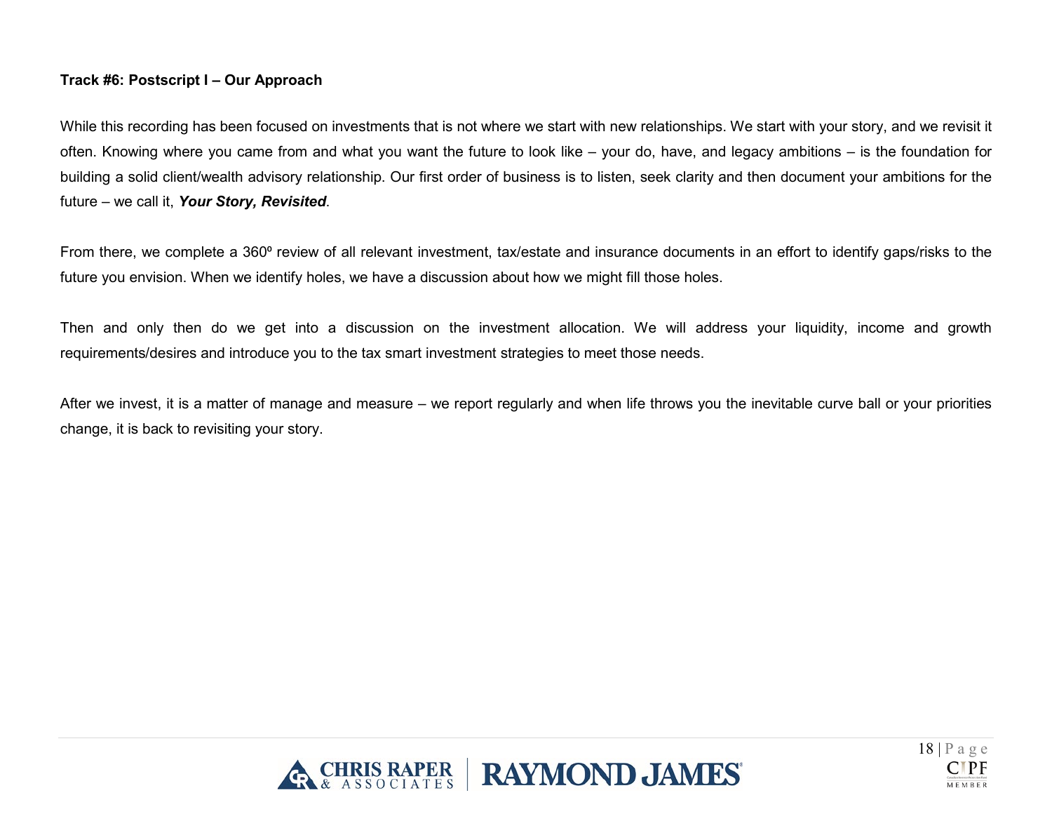**Track #6: Postscript I – Our Approach**

While this recording has been focused on investments that is not where we start with new relationships. We start with your story, and we revisit it often. Knowing where you came from and what you want the future to look like – your do, have, and legacy ambitions – is the foundation for building a solid client/wealth advisory relationship. Our first order of business is to listen, seek clarity and then document your ambitions for the future – we call it, ***Your Story, Revisited***.

From there, we complete a 360º review of all relevant investment, tax/estate and insurance documents in an effort to identify gaps/risks to the future you envision. When we identify holes, we have a discussion about how we might fill those holes.

Then and only then do we get into a discussion on the investment allocation. We will address your liquidity, income and growth requirements/desires and introduce you to the tax smart investment strategies to meet those needs.

After we invest, it is a matter of manage and measure – we report regularly and when life throws you the inevitable curve ball or your priorities change, it is back to revisiting your story.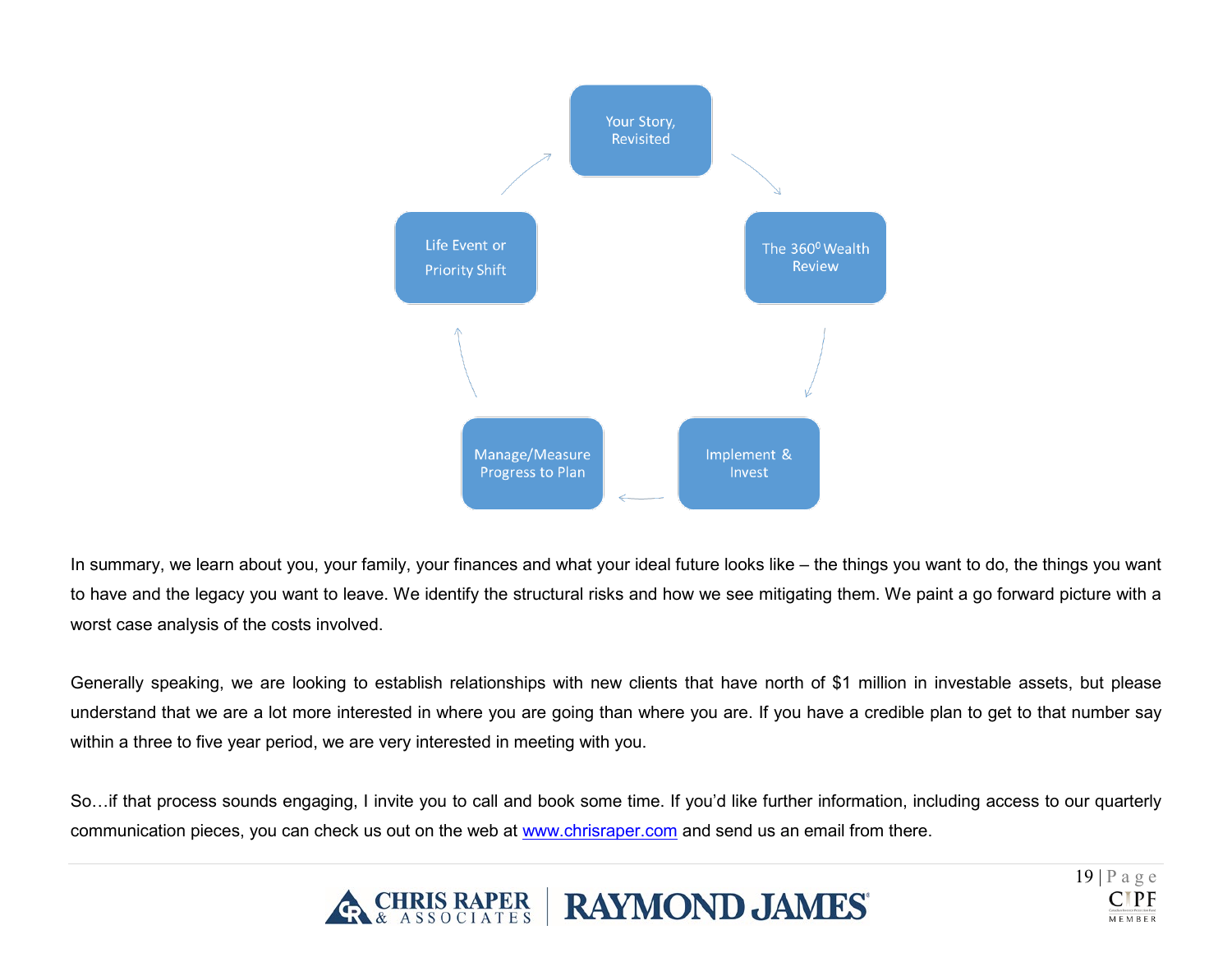Your Story, Revisited → The 360° Wealth Review → Implement & Invest → Manage/Measure Progress to Plan → Life Event or Priority Shift → Your Story, Revisited

In summary, we learn about you, your family, your finances and what your ideal future looks like – the things you want to do, the things you want to have and the legacy you want to leave. We identify the structural risks and how we see mitigating them. We paint a go forward picture with a worst case analysis of the costs involved.

Generally speaking, we are looking to establish relationships with new clients that have north of $1 million in investable assets, but please understand that we are a lot more interested in where you are going than where you are. If you have a credible plan to get to that number say within a three to five year period, we are very interested in meeting with you.

So…if that process sounds engaging, I invite you to call and book some time. If you'd like further information, including access to our quarterly communication pieces, you can check us out on the web at [www.chrisraper.com](http://www.chrisraper.com) and send us an email from there.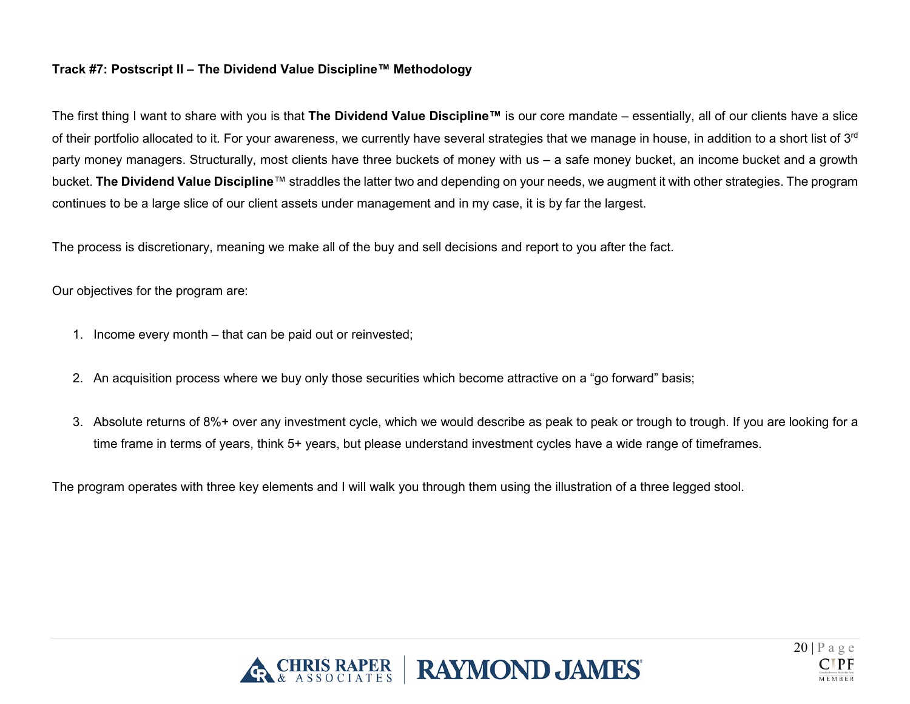**Track #7: Postscript II – The Dividend Value Discipline™ Methodology**

The first thing I want to share with you is that **The Dividend Value Discipline™** is our core mandate – essentially, all of our clients have a slice of their portfolio allocated to it. For your awareness, we currently have several strategies that we manage in house, in addition to a short list of 3rd party money managers. Structurally, most clients have three buckets of money with us – a safe money bucket, an income bucket and a growth bucket. **The Dividend Value Discipline**™ straddles the latter two and depending on your needs, we augment it with other strategies. The program continues to be a large slice of our client assets under management and in my case, it is by far the largest.

The process is discretionary, meaning we make all of the buy and sell decisions and report to you after the fact.

Our objectives for the program are:

1. Income every month – that can be paid out or reinvested;

2. An acquisition process where we buy only those securities which become attractive on a "go forward" basis;

3. Absolute returns of 8%+ over any investment cycle, which we would describe as peak to peak or trough to trough. If you are looking for a time frame in terms of years, think 5+ years, but please understand investment cycles have a wide range of timeframes.

The program operates with three key elements and I will walk you through them using the illustration of a three legged stool.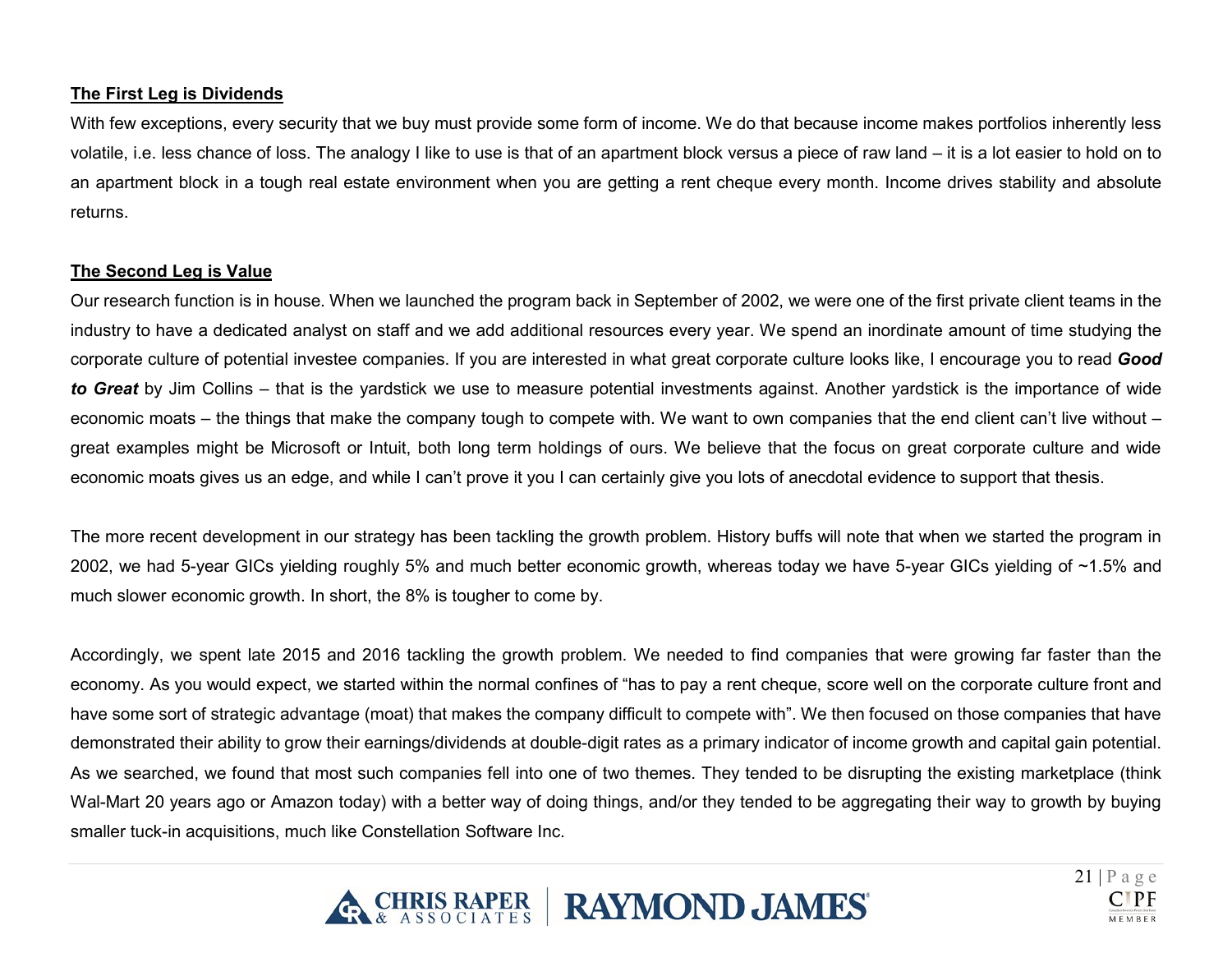**The First Leg is Dividends**

With few exceptions, every security that we buy must provide some form of income. We do that because income makes portfolios inherently less volatile, i.e. less chance of loss. The analogy I like to use is that of an apartment block versus a piece of raw land – it is a lot easier to hold on to an apartment block in a tough real estate environment when you are getting a rent cheque every month. Income drives stability and absolute returns.

**The Second Leg is Value**

Our research function is in house. When we launched the program back in September of 2002, we were one of the first private client teams in the industry to have a dedicated analyst on staff and we add additional resources every year. We spend an inordinate amount of time studying the corporate culture of potential investee companies. If you are interested in what great corporate culture looks like, I encourage you to read ***Good to Great*** by Jim Collins – that is the yardstick we use to measure potential investments against. Another yardstick is the importance of wide economic moats – the things that make the company tough to compete with. We want to own companies that the end client can't live without – great examples might be Microsoft or Intuit, both long term holdings of ours. We believe that the focus on great corporate culture and wide economic moats gives us an edge, and while I can't prove it you I can certainly give you lots of anecdotal evidence to support that thesis.

The more recent development in our strategy has been tackling the growth problem. History buffs will note that when we started the program in 2002, we had 5-year GICs yielding roughly 5% and much better economic growth, whereas today we have 5-year GICs yielding of ~1.5% and much slower economic growth. In short, the 8% is tougher to come by.

Accordingly, we spent late 2015 and 2016 tackling the growth problem. We needed to find companies that were growing far faster than the economy. As you would expect, we started within the normal confines of "has to pay a rent cheque, score well on the corporate culture front and have some sort of strategic advantage (moat) that makes the company difficult to compete with". We then focused on those companies that have demonstrated their ability to grow their earnings/dividends at double-digit rates as a primary indicator of income growth and capital gain potential. As we searched, we found that most such companies fell into one of two themes. They tended to be disrupting the existing marketplace (think Wal-Mart 20 years ago or Amazon today) with a better way of doing things, and/or they tended to be aggregating their way to growth by buying smaller tuck-in acquisitions, much like Constellation Software Inc.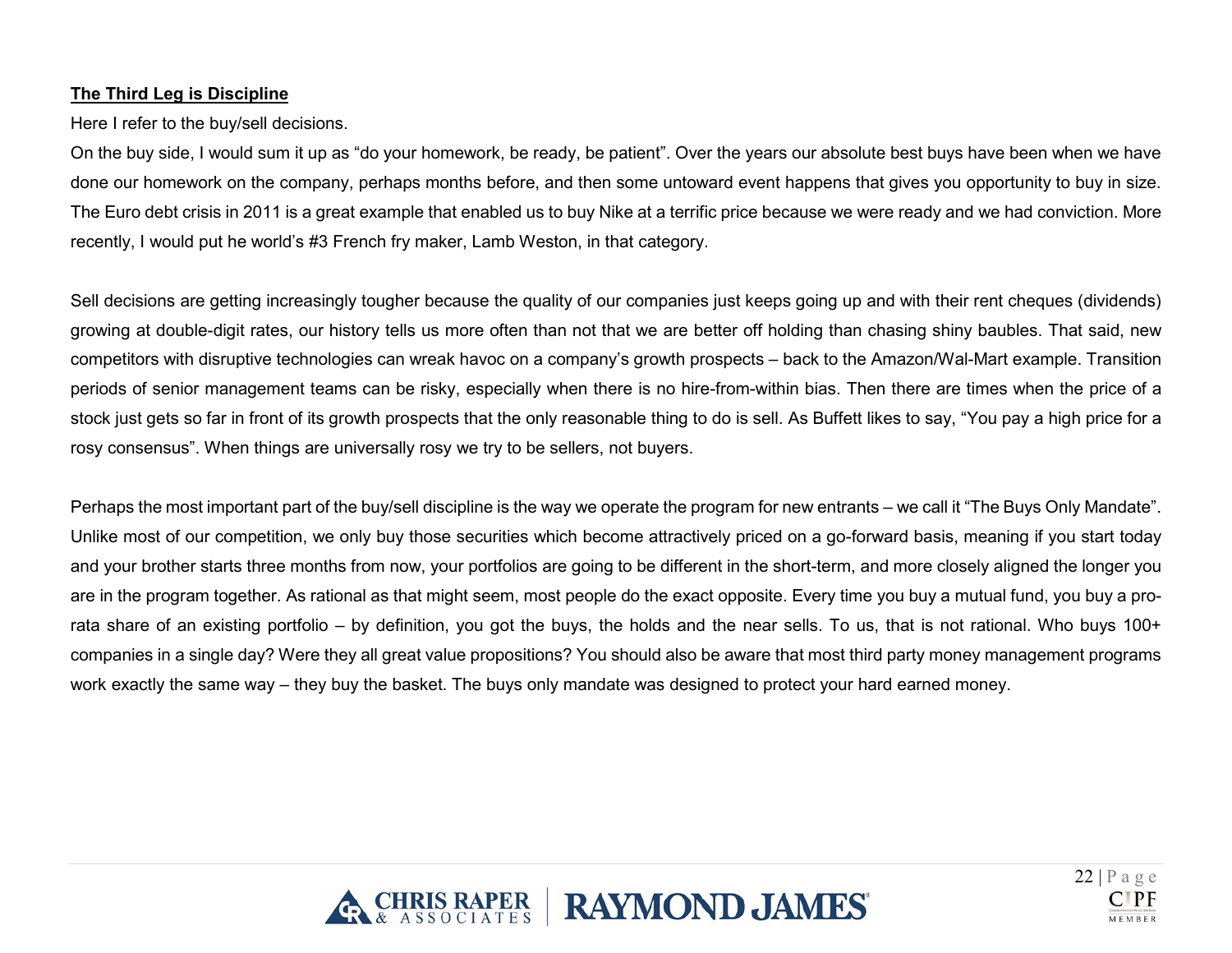**The Third Leg is Discipline**

Here I refer to the buy/sell decisions.

On the buy side, I would sum it up as "do your homework, be ready, be patient". Over the years our absolute best buys have been when we have done our homework on the company, perhaps months before, and then some untoward event happens that gives you opportunity to buy in size. The Euro debt crisis in 2011 is a great example that enabled us to buy Nike at a terrific price because we were ready and we had conviction. More recently, I would put he world's #3 French fry maker, Lamb Weston, in that category.

Sell decisions are getting increasingly tougher because the quality of our companies just keeps going up and with their rent cheques (dividends) growing at double-digit rates, our history tells us more often than not that we are better off holding than chasing shiny baubles. That said, new competitors with disruptive technologies can wreak havoc on a company's growth prospects – back to the Amazon/Wal-Mart example. Transition periods of senior management teams can be risky, especially when there is no hire-from-within bias. Then there are times when the price of a stock just gets so far in front of its growth prospects that the only reasonable thing to do is sell. As Buffett likes to say, "You pay a high price for a rosy consensus". When things are universally rosy we try to be sellers, not buyers.

Perhaps the most important part of the buy/sell discipline is the way we operate the program for new entrants – we call it "The Buys Only Mandate". Unlike most of our competition, we only buy those securities which become attractively priced on a go-forward basis, meaning if you start today and your brother starts three months from now, your portfolios are going to be different in the short-term, and more closely aligned the longer you are in the program together. As rational as that might seem, most people do the exact opposite. Every time you buy a mutual fund, you buy a pro-rata share of an existing portfolio – by definition, you got the buys, the holds and the near sells. To us, that is not rational. Who buys 100+ companies in a single day? Were they all great value propositions? You should also be aware that most third party money management programs work exactly the same way – they buy the basket. The buys only mandate was designed to protect your hard earned money.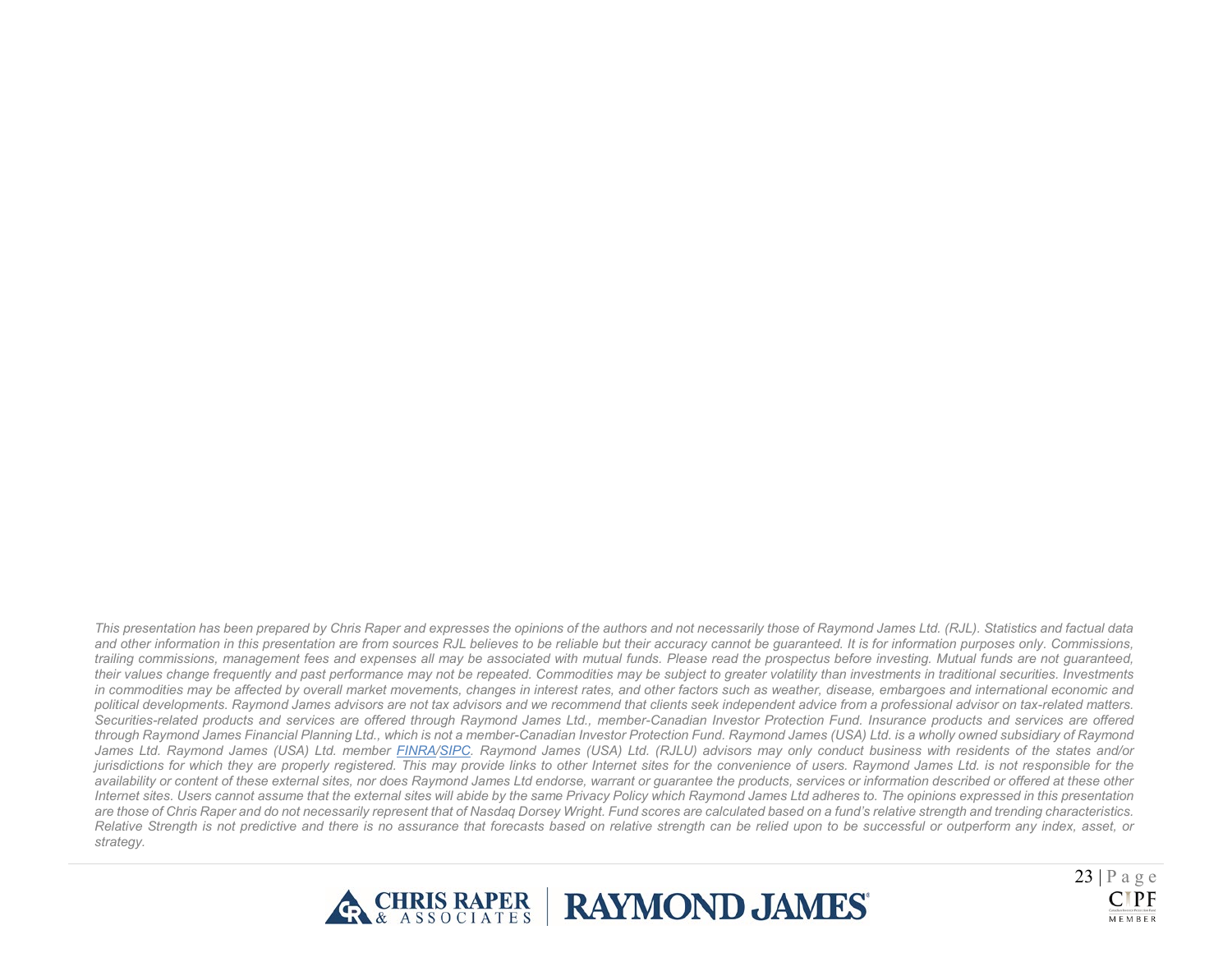*This presentation has been prepared by Chris Raper and expresses the opinions of the authors and not necessarily those of Raymond James Ltd. (RJL). Statistics and factual data and other information in this presentation are from sources RJL believes to be reliable but their accuracy cannot be guaranteed. It is for information purposes only. Commissions, trailing commissions, management fees and expenses all may be associated with mutual funds. Please read the prospectus before investing. Mutual funds are not guaranteed, their values change frequently and past performance may not be repeated. Commodities may be subject to greater volatility than investments in traditional securities. Investments in commodities may be affected by overall market movements, changes in interest rates, and other factors such as weather, disease, embargoes and international economic and political developments. Raymond James advisors are not tax advisors and we recommend that clients seek independent advice from a professional advisor on tax-related matters. Securities-related products and services are offered through Raymond James Ltd., member-Canadian Investor Protection Fund. Insurance products and services are offered through Raymond James Financial Planning Ltd., which is not a member-Canadian Investor Protection Fund. Raymond James (USA) Ltd. is a wholly owned subsidiary of Raymond James Ltd. Raymond James (USA) Ltd. member FINRA/SIPC. Raymond James (USA) Ltd. (RJLU) advisors may only conduct business with residents of the states and/or jurisdictions for which they are properly registered. This may provide links to other Internet sites for the convenience of users. Raymond James Ltd. is not responsible for the availability or content of these external sites, nor does Raymond James Ltd endorse, warrant or guarantee the products, services or information described or offered at these other Internet sites. Users cannot assume that the external sites will abide by the same Privacy Policy which Raymond James Ltd adheres to. The opinions expressed in this presentation are those of Chris Raper and do not necessarily represent that of Nasdaq Dorsey Wright. Fund scores are calculated based on a fund's relative strength and trending characteristics. Relative Strength is not predictive and there is no assurance that forecasts based on relative strength can be relied upon to be successful or outperform any index, asset, or strategy.*